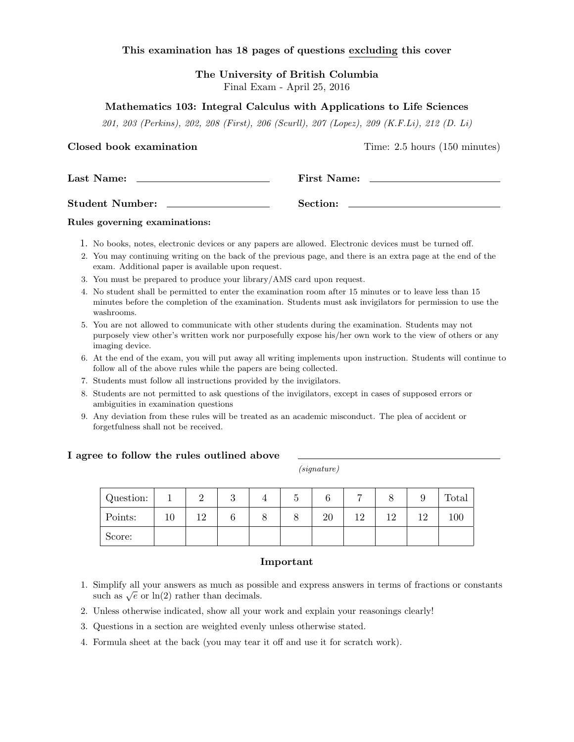**This examination has 18 pages of questions excluding this cover**

**The University of British Columbia**
Final Exam - April 25, 2016

**Mathematics 103: Integral Calculus with Applications to Life Sciences**

*201, 203 (Perkins), 202, 208 (First), 206 (Scurll), 207 (Lopez), 209 (K.F.Li), 212 (D. Li)*

**Closed book examination** Time: 2.5 hours (150 minutes)

**Last Name:** ______________________ **First Name:** ______________________

**Student Number:** ______________________ **Section:** ______________________

**Rules governing examinations:**

1. No books, notes, electronic devices or any papers are allowed. Electronic devices must be turned off.
2. You may continuing writing on the back of the previous page, and there is an extra page at the end of the exam. Additional paper is available upon request.
3. You must be prepared to produce your library/AMS card upon request.
4. No student shall be permitted to enter the examination room after 15 minutes or to leave less than 15 minutes before the completion of the examination. Students must ask invigilators for permission to use the washrooms.
5. You are not allowed to communicate with other students during the examination. Students may not purposely view other's written work nor purposefully expose his/her own work to the view of others or any imaging device.
6. At the end of the exam, you will put away all writing implements upon instruction. Students will continue to follow all of the above rules while the papers are being collected.
7. Students must follow all instructions provided by the invigilators.
8. Students are not permitted to ask questions of the invigilators, except in cases of supposed errors or ambiguities in examination questions
9. Any deviation from these rules will be treated as an academic misconduct. The plea of accident or forgetfulness shall not be received.

**I agree to follow the rules outlined above** ______________________
*(signature)*

| Question: | 1 | 2 | 3 | 4 | 5 | 6 | 7 | 8 | 9 | Total |
|---|---|---|---|---|---|---|---|---|---|---|
| Points: | 10 | 12 | 6 | 8 | 8 | 20 | 12 | 12 | 12 | 100 |
| Score: | | | | | | | | | | |

**Important**

1. Simplify all your answers as much as possible and express answers in terms of fractions or constants such as $\sqrt{e}$ or $\ln(2)$ rather than decimals.
2. Unless otherwise indicated, show all your work and explain your reasonings clearly!
3. Questions in a section are weighted evenly unless otherwise stated.
4. Formula sheet at the back (you may tear it off and use it for scratch work).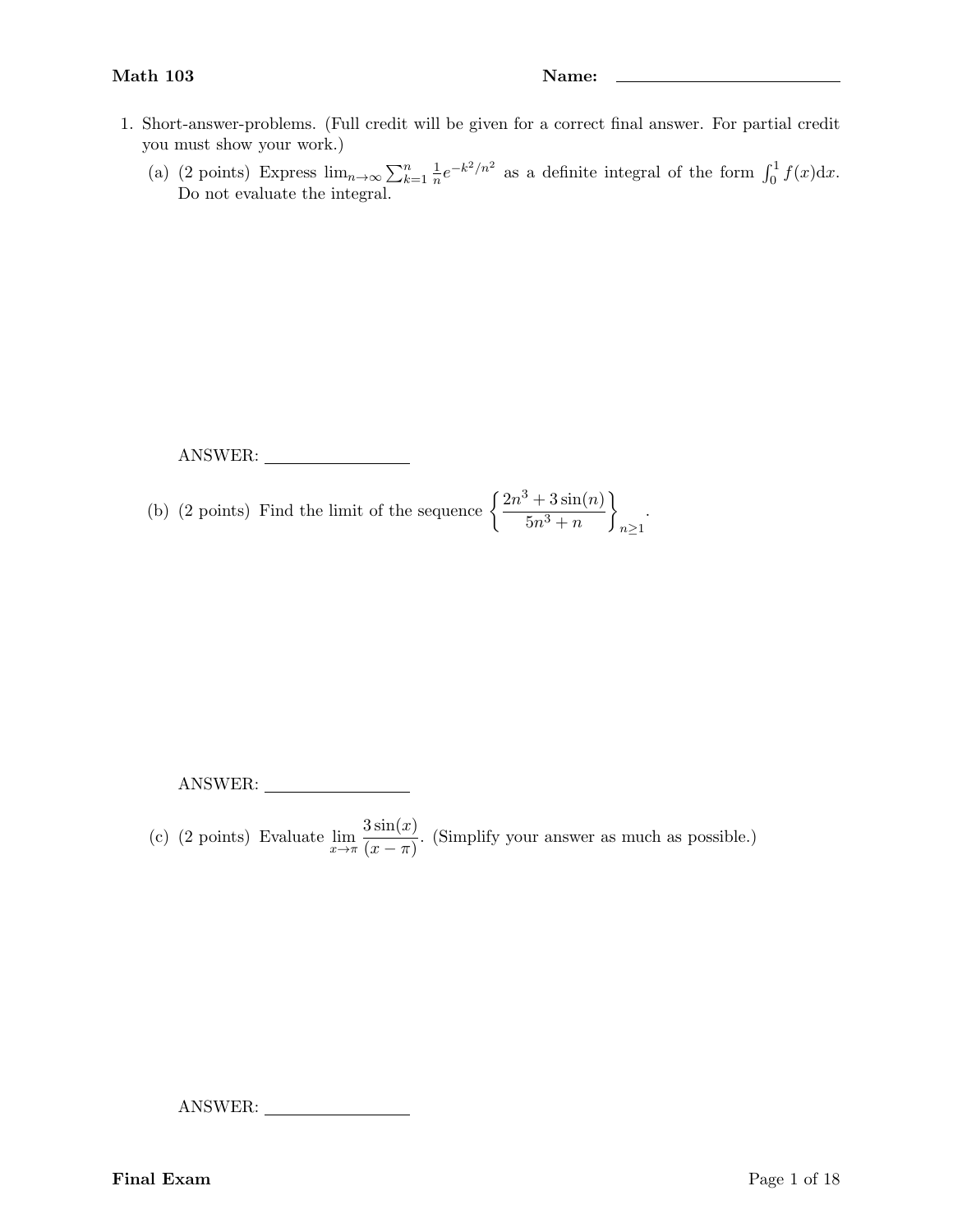**Math 103** **Name:** ______________________

1. Short-answer-problems. (Full credit will be given for a correct final answer. For partial credit you must show your work.)

   (a) (2 points) Express $\lim_{n\to\infty}\sum_{k=1}^{n}\frac{1}{n}e^{-k^2/n^2}$ as a definite integral of the form $\int_0^1 f(x)\mathrm{d}x$. Do not evaluate the integral.

   ANSWER: ______________

   (b) (2 points) Find the limit of the sequence $\left\{\dfrac{2n^3+3\sin(n)}{5n^3+n}\right\}_{n\geq 1}$.

   ANSWER: ______________

   (c) (2 points) Evaluate $\lim\limits_{x\to\pi}\dfrac{3\sin(x)}{(x-\pi)}$. (Simplify your answer as much as possible.)

   ANSWER: ______________

**Final Exam**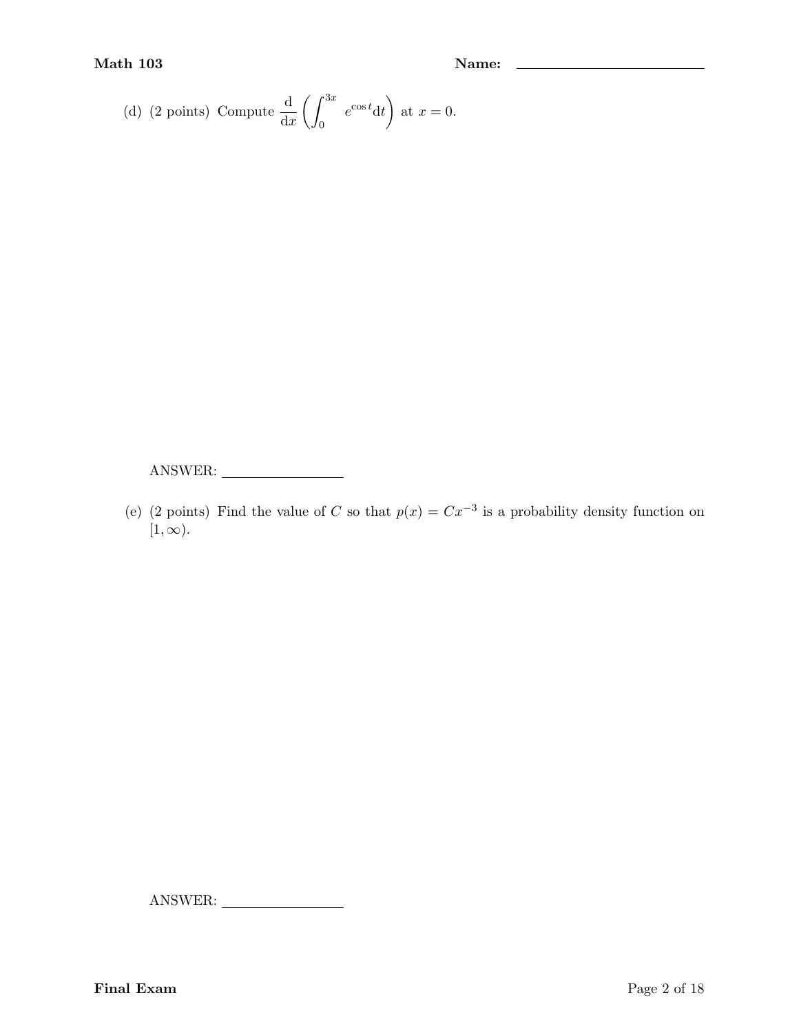(d) (2 points) Compute $\frac{\mathrm{d}}{\mathrm{d}x}\left(\int_0^{3x} e^{\cos t}\mathrm{d}t\right)$ at $x = 0$.

ANSWER: ________________

(e) (2 points) Find the value of $C$ so that $p(x) = Cx^{-3}$ is a probability density function on $[1, \infty)$.

ANSWER: ________________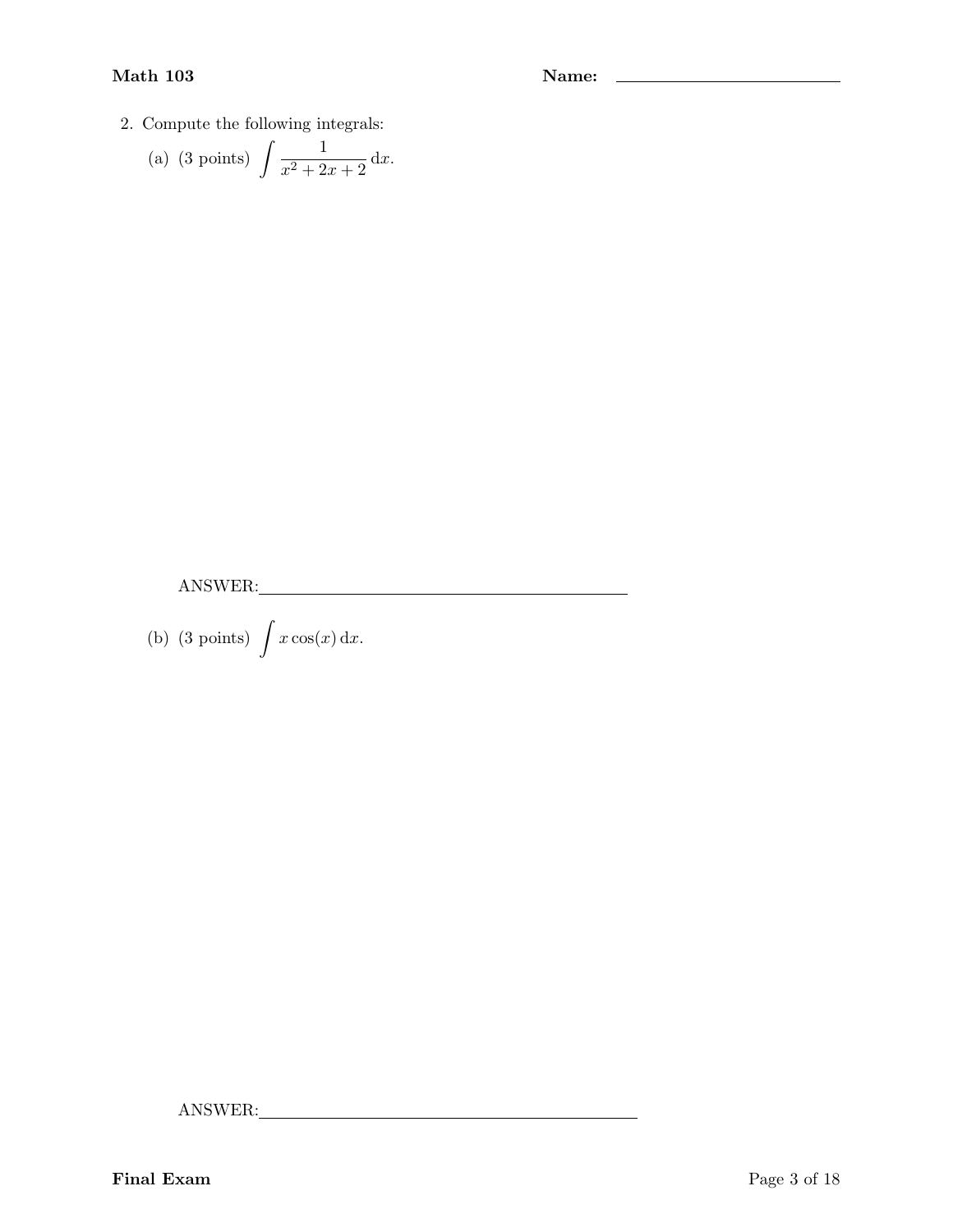2. Compute the following integrals:

   (a) (3 points) $\displaystyle\int \frac{1}{x^2 + 2x + 2}\,\mathrm{d}x.$

   ANSWER:\_\_\_\_\_\_\_\_\_\_\_\_\_\_\_\_\_\_\_\_\_\_\_\_\_\_\_\_\_\_\_\_\_\_\_\_\_\_\_\_

   (b) (3 points) $\displaystyle\int x\cos(x)\,\mathrm{d}x.$

   ANSWER:\_\_\_\_\_\_\_\_\_\_\_\_\_\_\_\_\_\_\_\_\_\_\_\_\_\_\_\_\_\_\_\_\_\_\_\_\_\_\_\_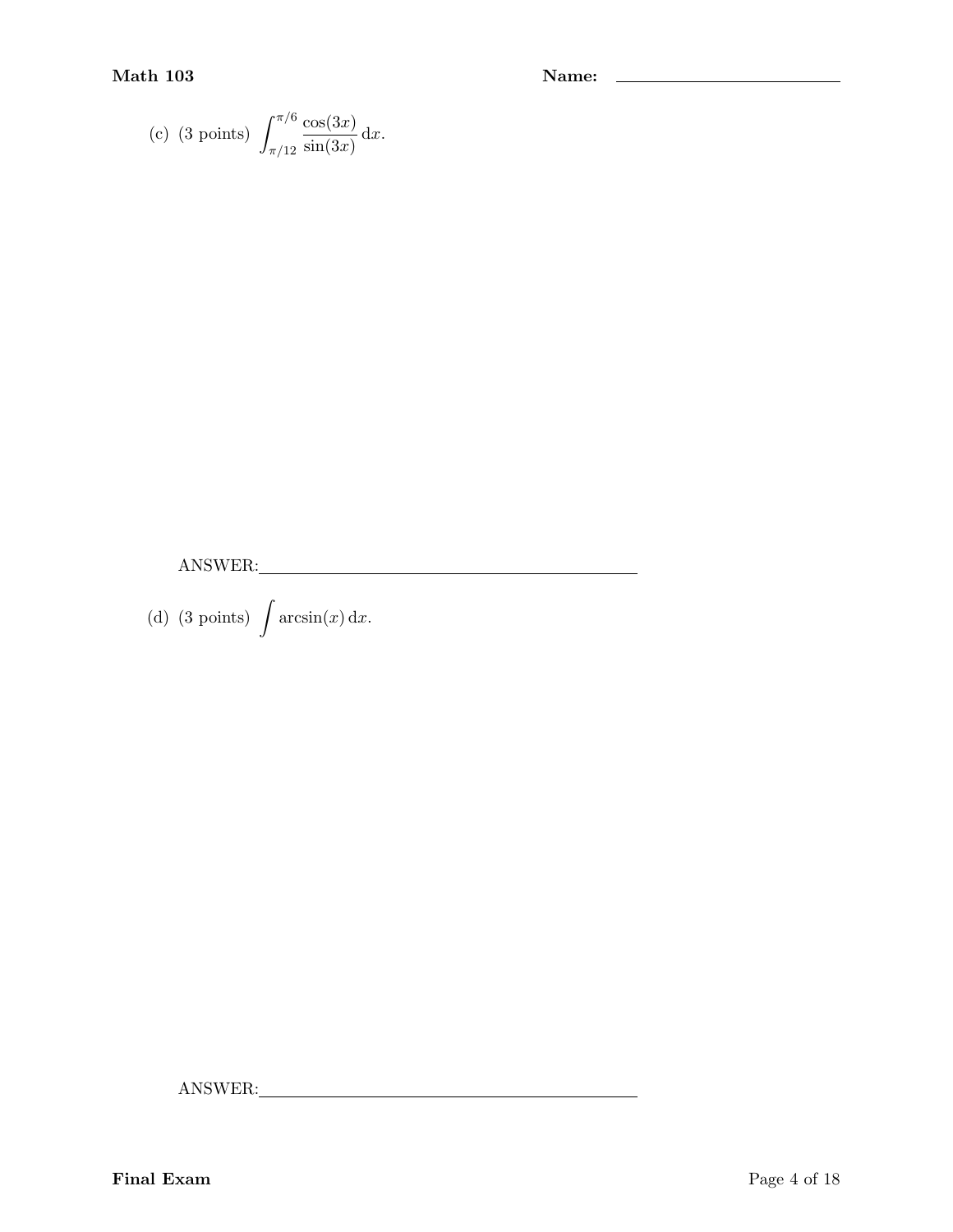(c) (3 points) $\displaystyle\int_{\pi/12}^{\pi/6} \frac{\cos(3x)}{\sin(3x)}\,\mathrm{d}x.$

ANSWER:\_\_\_\_\_\_\_\_\_\_\_\_\_\_\_\_\_\_\_\_\_\_\_\_\_\_\_\_\_\_\_\_\_\_\_\_\_\_\_\_

(d) (3 points) $\displaystyle\int \arcsin(x)\,\mathrm{d}x.$

ANSWER:\_\_\_\_\_\_\_\_\_\_\_\_\_\_\_\_\_\_\_\_\_\_\_\_\_\_\_\_\_\_\_\_\_\_\_\_\_\_\_\_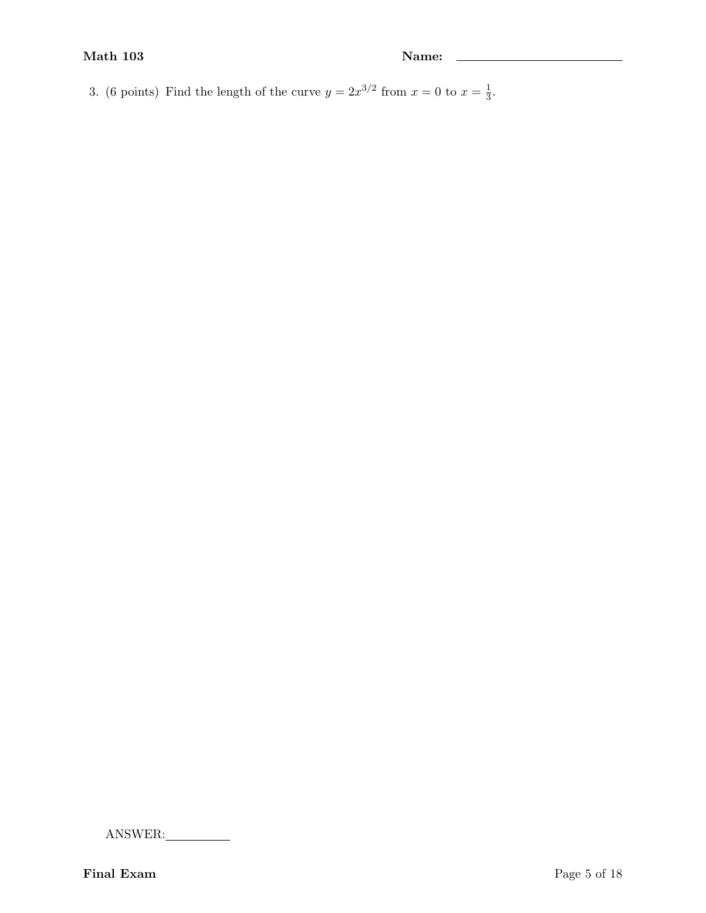3. (6 points) Find the length of the curve $y = 2x^{3/2}$ from $x = 0$ to $x = \frac{1}{3}$.

ANSWER:\_\_\_\_\_\_\_\_\_\_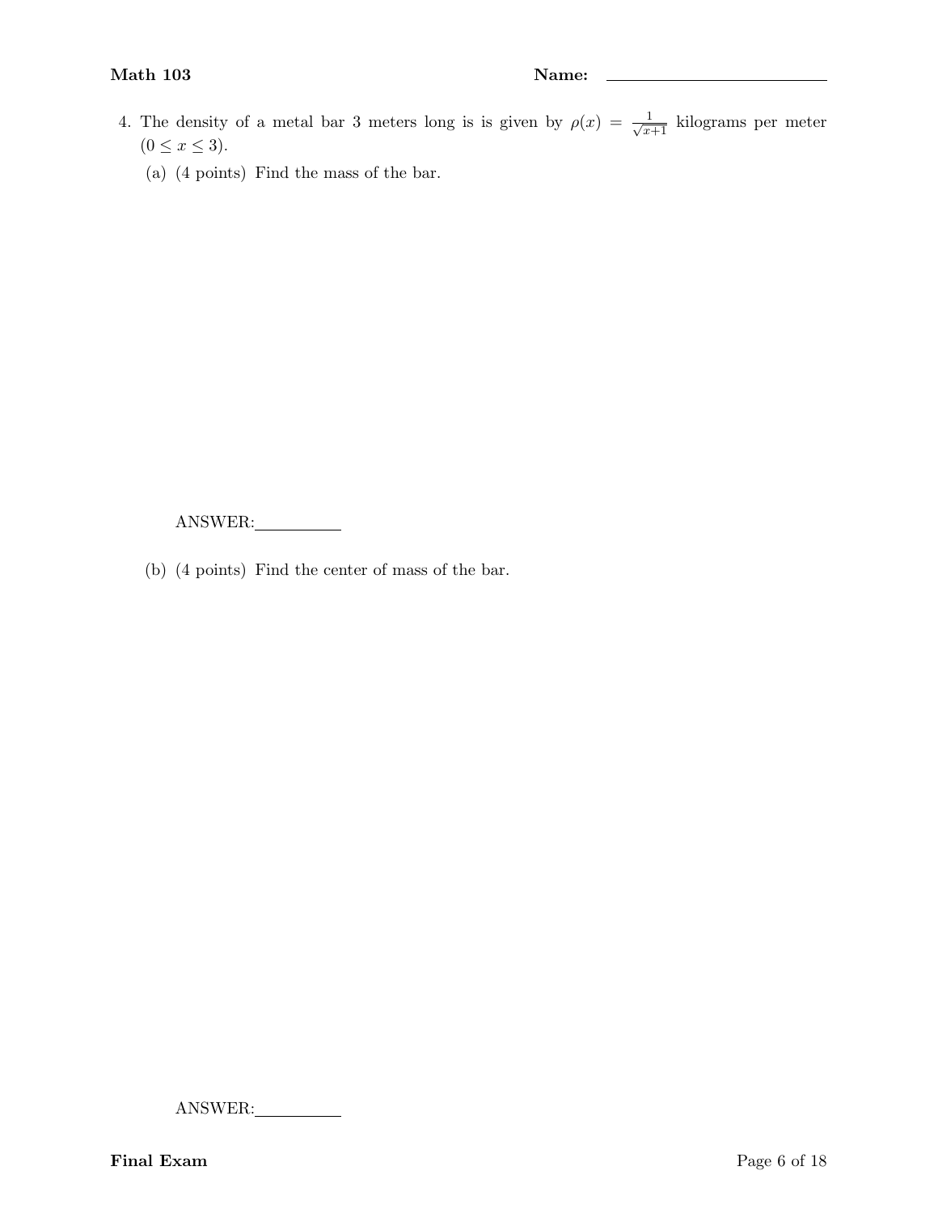4. The density of a metal bar 3 meters long is is given by $\rho(x) = \frac{1}{\sqrt{x+1}}$ kilograms per meter $(0 \leq x \leq 3)$.

   (a) (4 points) Find the mass of the bar.

   ANSWER:__________

   (b) (4 points) Find the center of mass of the bar.

   ANSWER:__________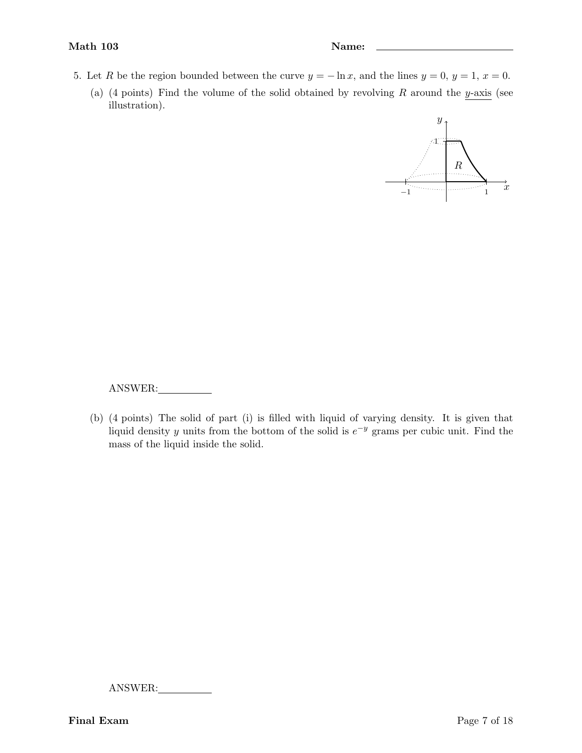5. Let $R$ be the region bounded between the curve $y = -\ln x$, and the lines $y = 0$, $y = 1$, $x = 0$.

   (a) (4 points) Find the volume of the solid obtained by revolving $R$ around the <u>$y$-axis</u> (see illustration).

   ANSWER:\_\_\_\_\_\_\_\_\_\_

   (b) (4 points) The solid of part (i) is filled with liquid of varying density. It is given that liquid density $y$ units from the bottom of the solid is $e^{-y}$ grams per cubic unit. Find the mass of the liquid inside the solid.

   ANSWER:\_\_\_\_\_\_\_\_\_\_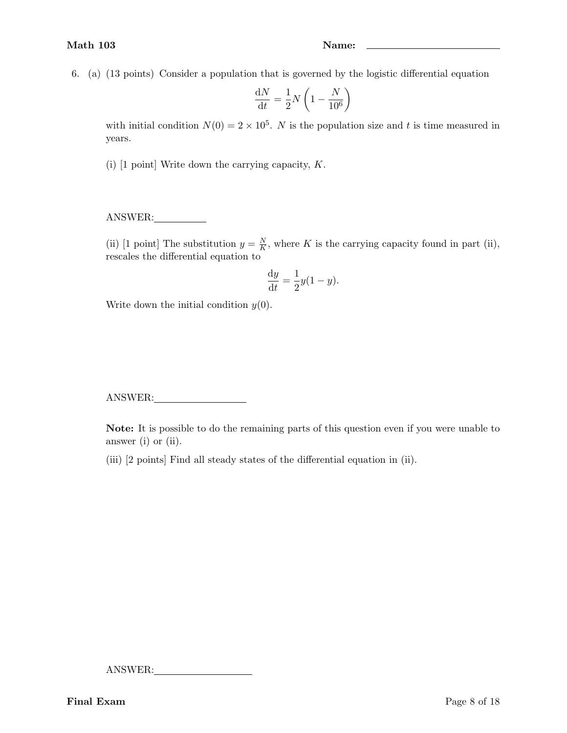6. (a) (13 points) Consider a population that is governed by the logistic differential equation

$$\frac{\mathrm{d}N}{\mathrm{d}t} = \frac{1}{2}N\left(1 - \frac{N}{10^6}\right)$$

with initial condition $N(0) = 2 \times 10^5$. $N$ is the population size and $t$ is time measured in years.

(i) [1 point] Write down the carrying capacity, $K$.

ANSWER:\_\_\_\_\_\_\_\_\_\_

(ii) [1 point] The substitution $y = \frac{N}{K}$, where $K$ is the carrying capacity found in part (ii), rescales the differential equation to

$$\frac{\mathrm{d}y}{\mathrm{d}t} = \frac{1}{2}y(1 - y).$$

Write down the initial condition $y(0)$.

ANSWER:\_\_\_\_\_\_\_\_\_\_

**Note:** It is possible to do the remaining parts of this question even if you were unable to answer (i) or (ii).

(iii) [2 points] Find all steady states of the differential equation in (ii).

ANSWER:\_\_\_\_\_\_\_\_\_\_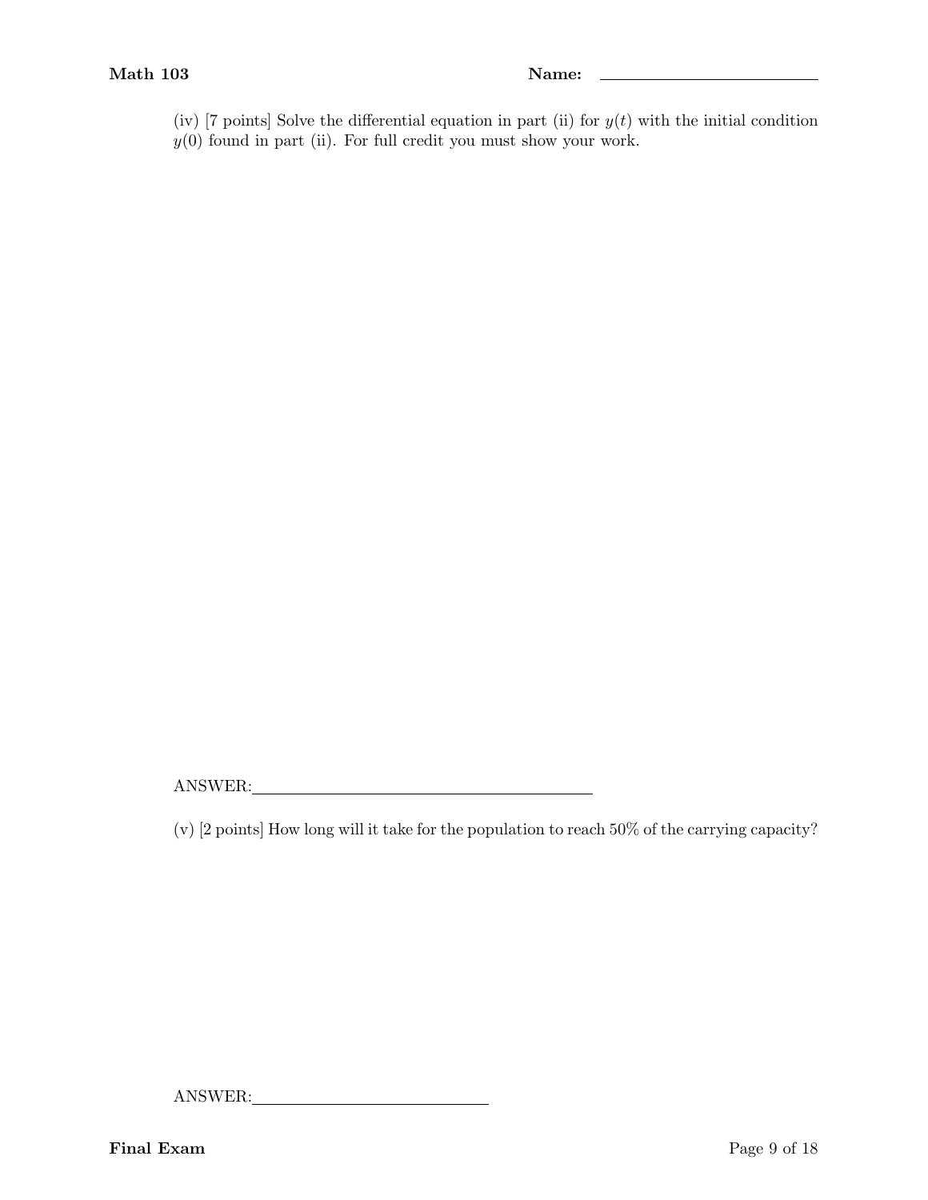(iv) [7 points] Solve the differential equation in part (ii) for $y(t)$ with the initial condition $y(0)$ found in part (ii). For full credit you must show your work.

ANSWER: \_\_\_\_\_\_\_\_\_\_\_\_\_\_\_\_\_\_\_\_\_\_\_\_\_\_\_\_\_\_\_\_

(v) [2 points] How long will it take for the population to reach 50% of the carrying capacity?

ANSWER: \_\_\_\_\_\_\_\_\_\_\_\_\_\_\_\_\_\_\_\_\_\_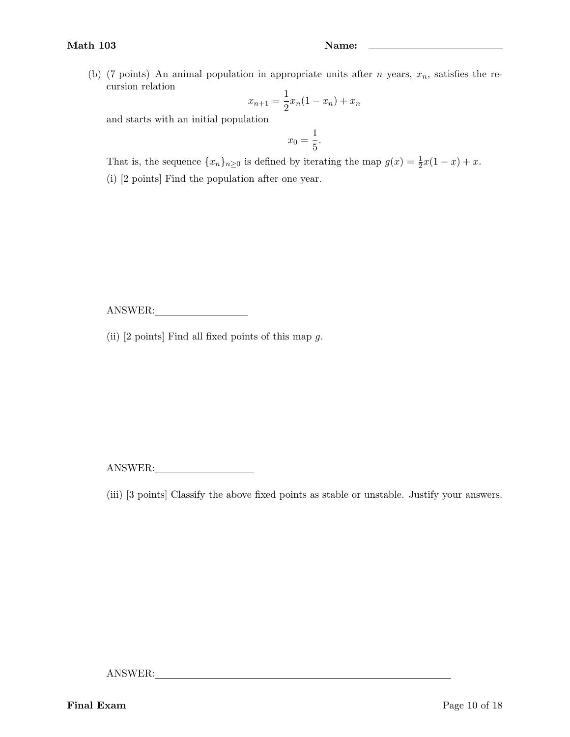(b) (7 points) An animal population in appropriate units after $n$ years, $x_n$, satisfies the recursion relation

$$x_{n+1} = \frac{1}{2}x_n(1 - x_n) + x_n$$

and starts with an initial population

$$x_0 = \frac{1}{5}.$$

That is, the sequence $\{x_n\}_{n \geq 0}$ is defined by iterating the map $g(x) = \frac{1}{2}x(1-x) + x$.

(i) [2 points] Find the population after one year.

ANSWER: ______________

(ii) [2 points] Find all fixed points of this map $g$.

ANSWER: ______________

(iii) [3 points] Classify the above fixed points as stable or unstable. Justify your answers.

ANSWER: ______________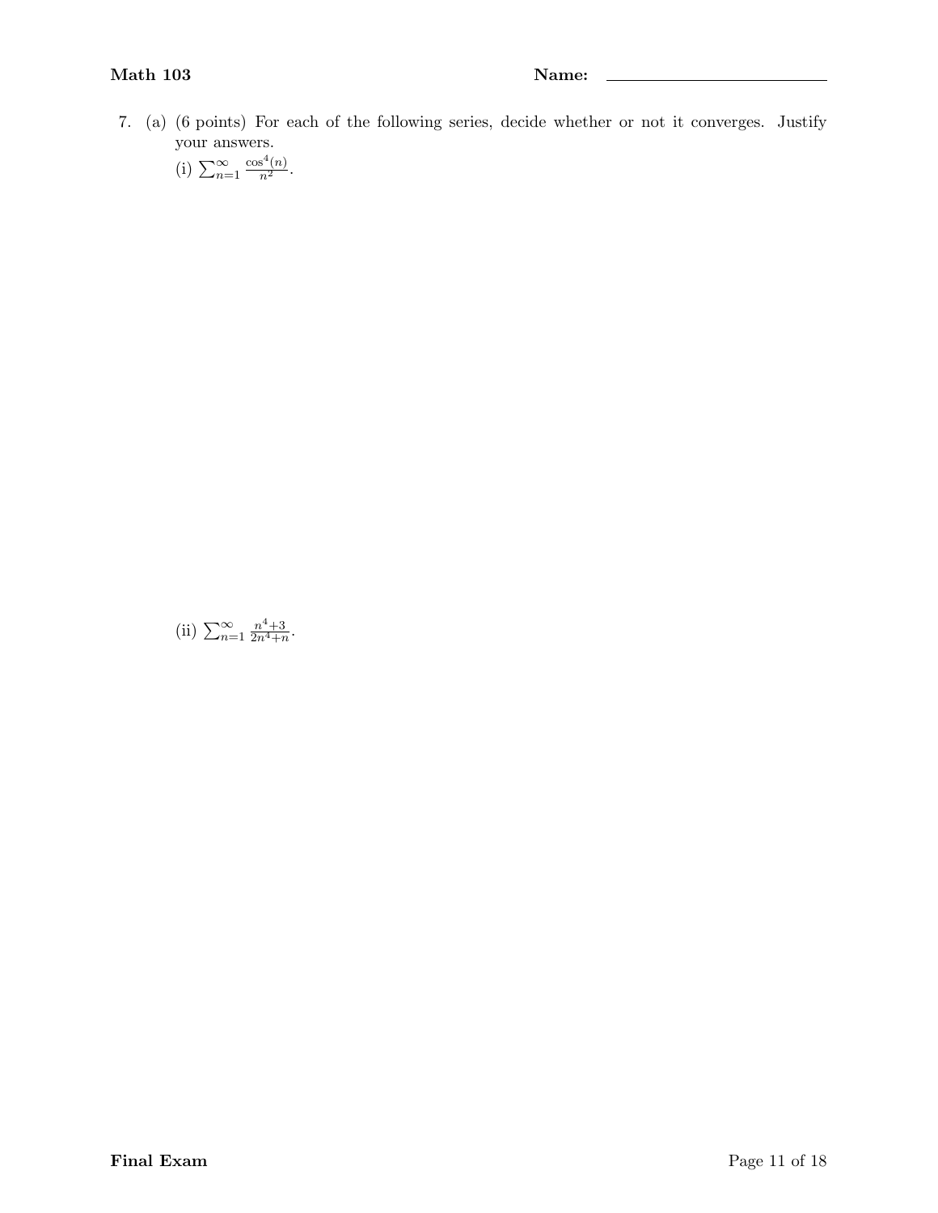7. (a) (6 points) For each of the following series, decide whether or not it converges. Justify your answers.

   (i) $\sum_{n=1}^{\infty} \frac{\cos^4(n)}{n^2}$.

   (ii) $\sum_{n=1}^{\infty} \frac{n^4+3}{2n^4+n}$.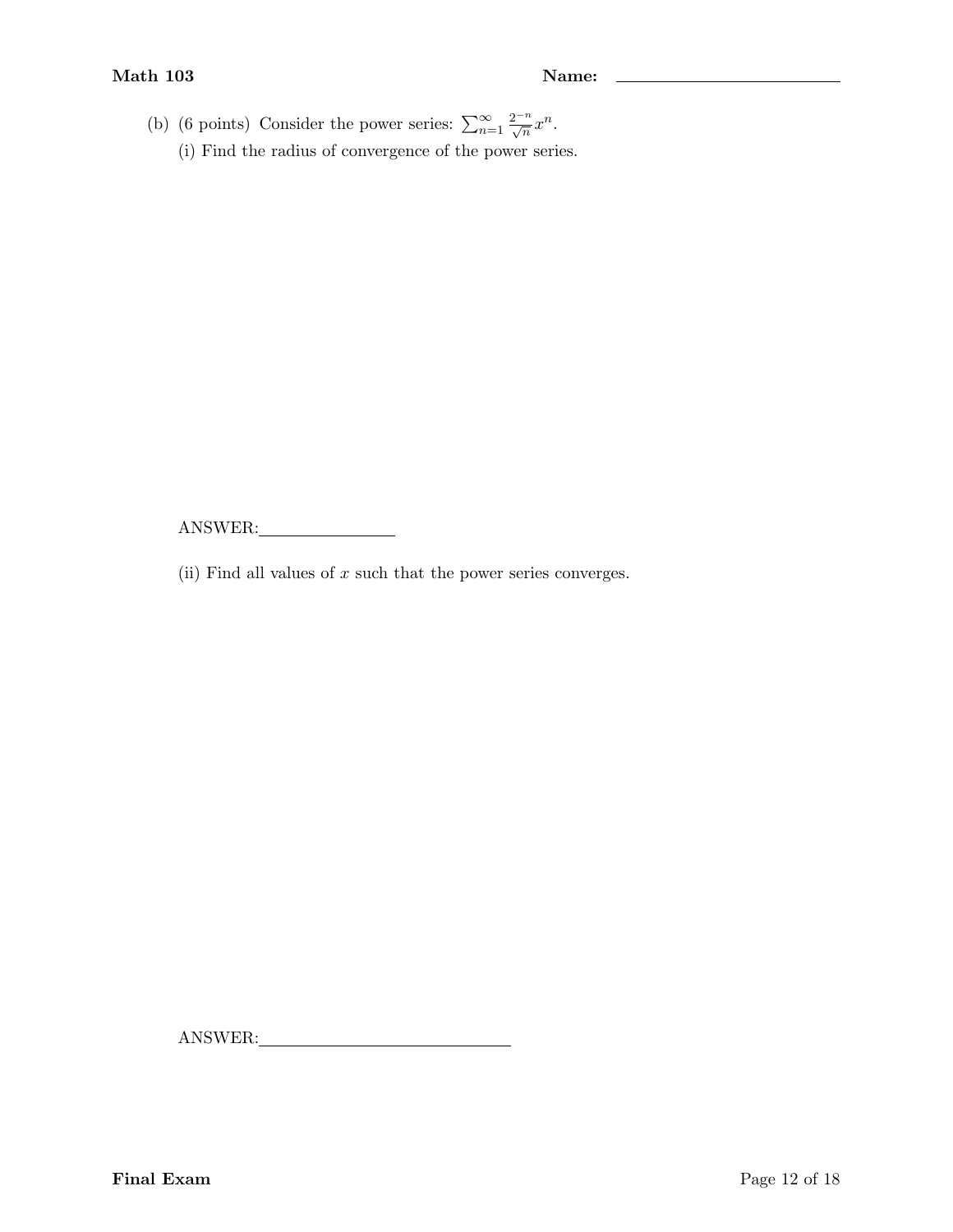(b) (6 points) Consider the power series: $\sum_{n=1}^{\infty} \frac{2^{-n}}{\sqrt{n}} x^n$.

(i) Find the radius of convergence of the power series.

ANSWER: ______________

(ii) Find all values of $x$ such that the power series converges.

ANSWER: ______________________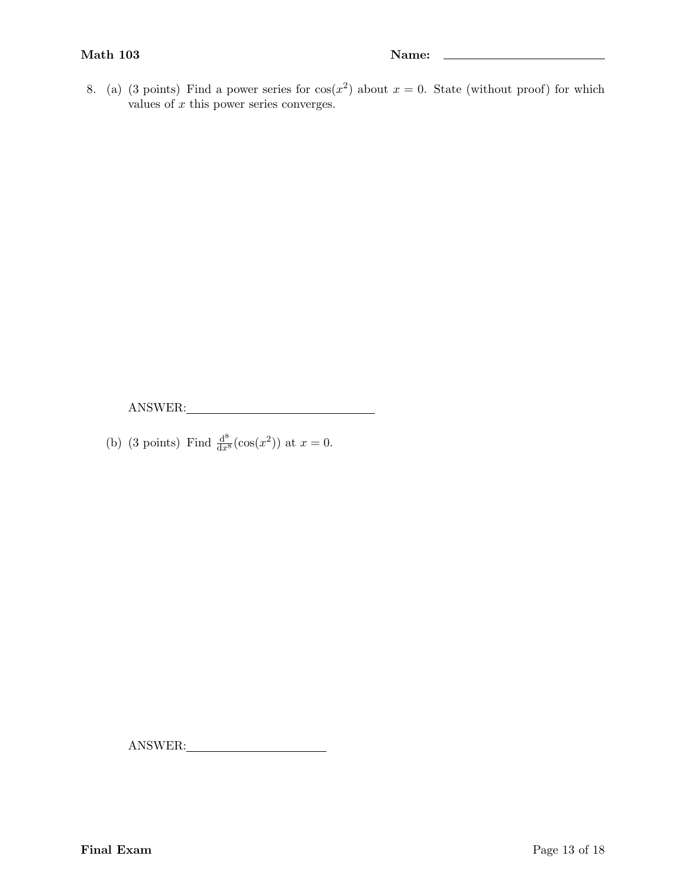8. (a) (3 points) Find a power series for $\cos(x^2)$ about $x = 0$. State (without proof) for which values of $x$ this power series converges.

ANSWER: ______________________________

(b) (3 points) Find $\frac{d^8}{dx^8}(\cos(x^2))$ at $x = 0$.

ANSWER: ______________________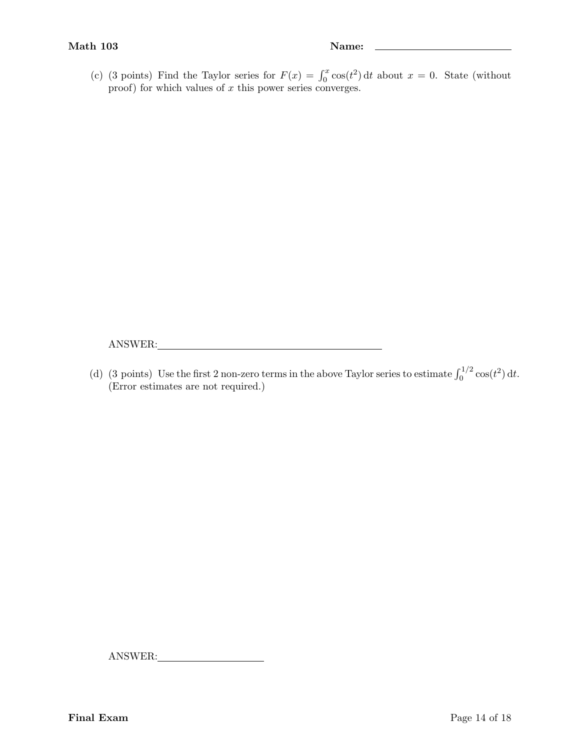(c) (3 points) Find the Taylor series for $F(x) = \int_0^x \cos(t^2)\,\mathrm{d}t$ about $x = 0$. State (without proof) for which values of $x$ this power series converges.

ANSWER: \_\_\_\_\_\_\_\_\_\_\_\_\_\_\_\_\_\_\_\_\_\_\_\_\_\_\_\_\_\_\_\_\_\_\_\_\_\_\_\_

(d) (3 points) Use the first 2 non-zero terms in the above Taylor series to estimate $\int_0^{1/2} \cos(t^2)\,\mathrm{d}t$. (Error estimates are not required.)

ANSWER: \_\_\_\_\_\_\_\_\_\_\_\_\_\_\_\_\_\_\_\_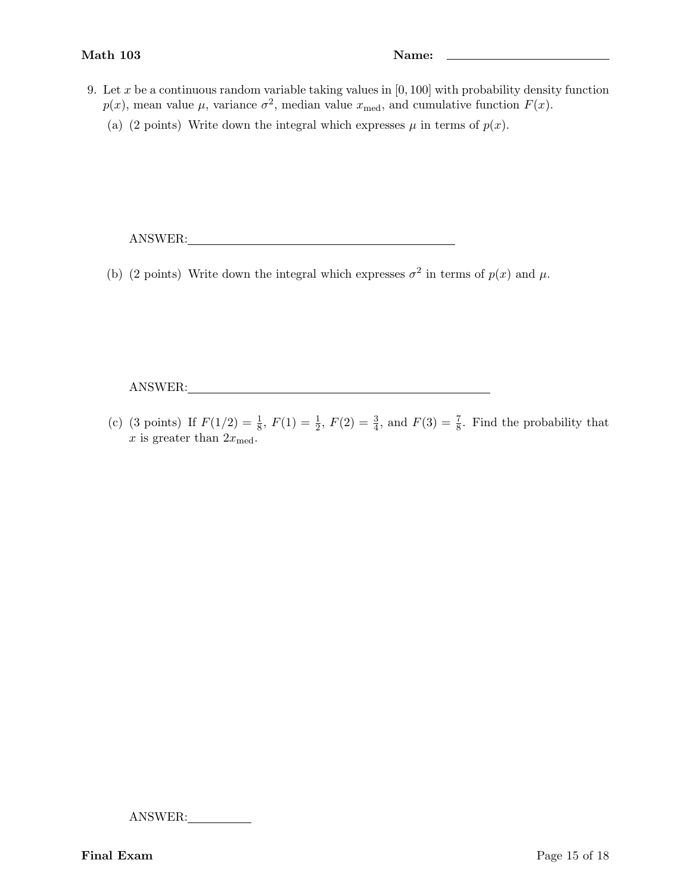9. Let $x$ be a continuous random variable taking values in $[0, 100]$ with probability density function $p(x)$, mean value $\mu$, variance $\sigma^2$, median value $x_{\text{med}}$, and cumulative function $F(x)$.

   (a) (2 points) Write down the integral which expresses $\mu$ in terms of $p(x)$.

   ANSWER:\_\_\_\_\_\_\_\_\_\_\_\_\_\_\_\_\_\_\_\_\_\_\_\_\_\_\_\_\_\_\_\_\_\_\_\_\_\_\_\_

   (b) (2 points) Write down the integral which expresses $\sigma^2$ in terms of $p(x)$ and $\mu$.

   ANSWER:\_\_\_\_\_\_\_\_\_\_\_\_\_\_\_\_\_\_\_\_\_\_\_\_\_\_\_\_\_\_\_\_\_\_\_\_\_\_\_\_\_\_\_\_

   (c) (3 points) If $F(1/2) = \frac{1}{8}$, $F(1) = \frac{1}{2}$, $F(2) = \frac{3}{4}$, and $F(3) = \frac{7}{8}$. Find the probability that $x$ is greater than $2x_{\text{med}}$.

   ANSWER:\_\_\_\_\_\_\_\_\_\_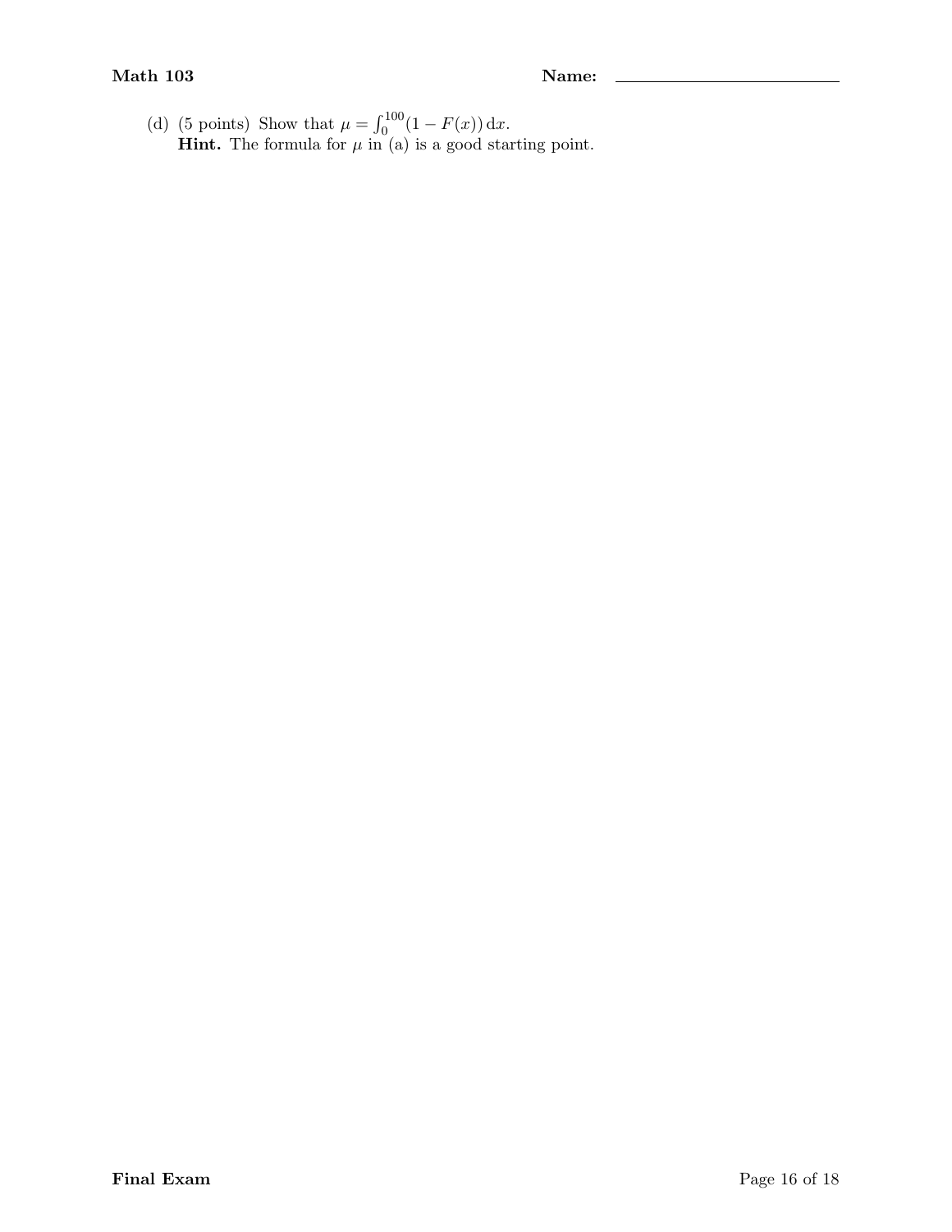(d) (5 points) Show that $\mu = \int_0^{100} (1 - F(x))\,\mathrm{d}x$.
**Hint.** The formula for $\mu$ in (a) is a good starting point.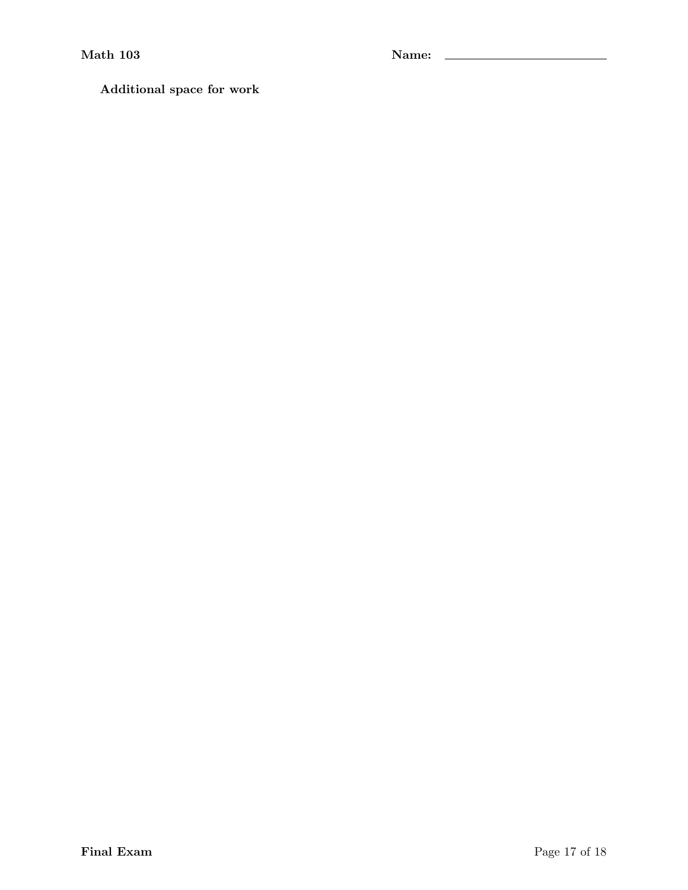**Additional space for work**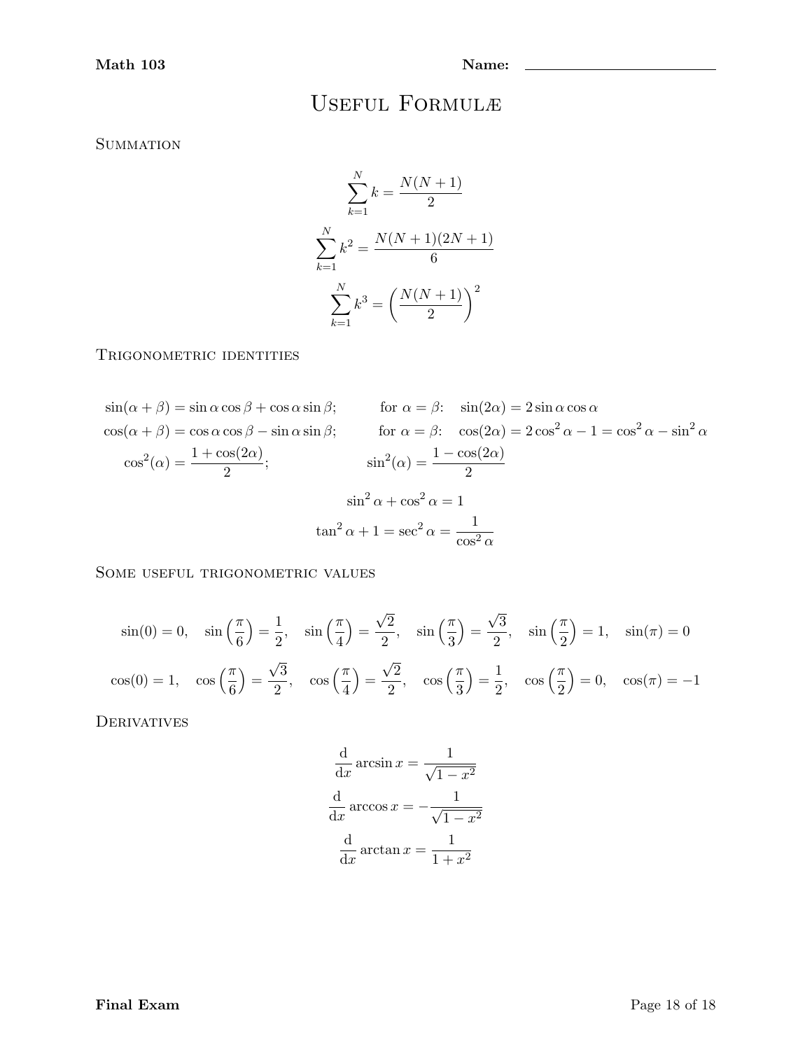# Useful Formulæ

## Summation

$$\sum_{k=1}^{N} k = \frac{N(N+1)}{2}$$

$$\sum_{k=1}^{N} k^2 = \frac{N(N+1)(2N+1)}{6}$$

$$\sum_{k=1}^{N} k^3 = \left(\frac{N(N+1)}{2}\right)^2$$

## Trigonometric identities

$\sin(\alpha+\beta) = \sin\alpha\cos\beta + \cos\alpha\sin\beta$; for $\alpha = \beta$: $\sin(2\alpha) = 2\sin\alpha\cos\alpha$

$\cos(\alpha+\beta) = \cos\alpha\cos\beta - \sin\alpha\sin\beta$; for $\alpha = \beta$: $\cos(2\alpha) = 2\cos^2\alpha - 1 = \cos^2\alpha - \sin^2\alpha$

$\cos^2(\alpha) = \dfrac{1+\cos(2\alpha)}{2}$; $\sin^2(\alpha) = \dfrac{1-\cos(2\alpha)}{2}$

$$\sin^2\alpha + \cos^2\alpha = 1$$

$$\tan^2\alpha + 1 = \sec^2\alpha = \frac{1}{\cos^2\alpha}$$

## Some useful trigonometric values

$$\sin(0) = 0, \quad \sin\left(\frac{\pi}{6}\right) = \frac{1}{2}, \quad \sin\left(\frac{\pi}{4}\right) = \frac{\sqrt{2}}{2}, \quad \sin\left(\frac{\pi}{3}\right) = \frac{\sqrt{3}}{2}, \quad \sin\left(\frac{\pi}{2}\right) = 1, \quad \sin(\pi) = 0$$

$$\cos(0) = 1, \quad \cos\left(\frac{\pi}{6}\right) = \frac{\sqrt{3}}{2}, \quad \cos\left(\frac{\pi}{4}\right) = \frac{\sqrt{2}}{2}, \quad \cos\left(\frac{\pi}{3}\right) = \frac{1}{2}, \quad \cos\left(\frac{\pi}{2}\right) = 0, \quad \cos(\pi) = -1$$

## Derivatives

$$\frac{\mathrm{d}}{\mathrm{d}x}\arcsin x = \frac{1}{\sqrt{1-x^2}}$$

$$\frac{\mathrm{d}}{\mathrm{d}x}\arccos x = -\frac{1}{\sqrt{1-x^2}}$$

$$\frac{\mathrm{d}}{\mathrm{d}x}\arctan x = \frac{1}{1+x^2}$$